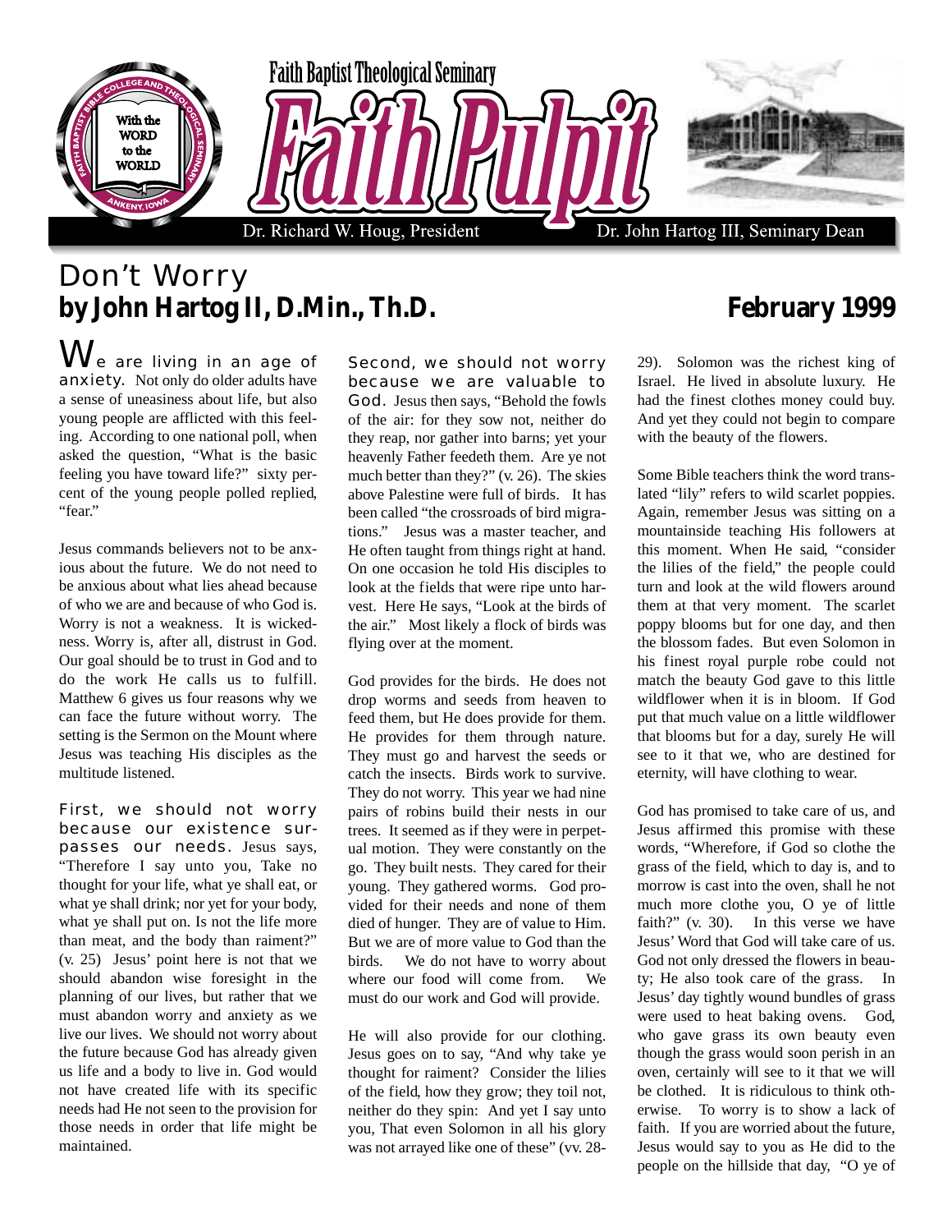Faith Baptist Theological Seminary

# Faith Pulpit

Dr. Richard W. Houg, President | Dr. John Hartog III, Seminary Dean

## Don't Worry

**by John Hartog II, D.Min., Th.D.**

**February 1999**

We are living in an age of anxiety. Not only do older adults have a sense of uneasiness about life, but also young people are afflicted with this feeling. According to one national poll, when asked the question, "What is the basic feeling you have toward life?" sixty percent of the young people polled replied, "fear."

Jesus commands believers not to be anxious about the future. We do not need to be anxious about what lies ahead because of who we are and because of who God is. Worry is not a weakness. It is wickedness. Worry is, after all, distrust in God. Our goal should be to trust in God and to do the work He calls us to fulfill. Matthew 6 gives us four reasons why we can face the future without worry. The setting is the Sermon on the Mount where Jesus was teaching His disciples as the multitude listened.

First, we should not worry because our existence surpasses our needs. Jesus says, "Therefore I say unto you, Take no thought for your life, what ye shall eat, or what ye shall drink; nor yet for your body, what ye shall put on. Is not the life more than meat, and the body than raiment?" (v. 25) Jesus' point here is not that we should abandon wise foresight in the planning of our lives, but rather that we must abandon worry and anxiety as we live our lives. We should not worry about the future because God has already given us life and a body to live in. God would not have created life with its specific needs had He not seen to the provision for those needs in order that life might be maintained.

Second, we should not worry because we are valuable to God. Jesus then says, "Behold the fowls of the air: for they sow not, neither do they reap, nor gather into barns; yet your heavenly Father feedeth them. Are ye not much better than they?" (v. 26). The skies above Palestine were full of birds. It has been called "the crossroads of bird migrations." Jesus was a master teacher, and He often taught from things right at hand. On one occasion he told His disciples to look at the fields that were ripe unto harvest. Here He says, "Look at the birds of the air." Most likely a flock of birds was flying over at the moment.

God provides for the birds. He does not drop worms and seeds from heaven to feed them, but He does provide for them. He provides for them through nature. They must go and harvest the seeds or catch the insects. Birds work to survive. They do not worry. This year we had nine pairs of robins build their nests in our trees. It seemed as if they were in perpetual motion. They were constantly on the go. They built nests. They cared for their young. They gathered worms. God provided for their needs and none of them died of hunger. They are of value to Him. But we are of more value to God than the birds. We do not have to worry about where our food will come from. We must do our work and God will provide.

He will also provide for our clothing. Jesus goes on to say, "And why take ye thought for raiment? Consider the lilies of the field, how they grow; they toil not, neither do they spin: And yet I say unto you, That even Solomon in all his glory was not arrayed like one of these" (vv. 28-29). Solomon was the richest king of Israel. He lived in absolute luxury. He had the finest clothes money could buy. And yet they could not begin to compare with the beauty of the flowers.

Some Bible teachers think the word translated "lily" refers to wild scarlet poppies. Again, remember Jesus was sitting on a mountainside teaching His followers at this moment. When He said, "consider the lilies of the field," the people could turn and look at the wild flowers around them at that very moment. The scarlet poppy blooms but for one day, and then the blossom fades. But even Solomon in his finest royal purple robe could not match the beauty God gave to this little wildflower when it is in bloom. If God put that much value on a little wildflower that blooms but for a day, surely He will see to it that we, who are destined for eternity, will have clothing to wear.

God has promised to take care of us, and Jesus affirmed this promise with these words, "Wherefore, if God so clothe the grass of the field, which to day is, and to morrow is cast into the oven, shall he not much more clothe you, O ye of little faith?" (v. 30). In this verse we have Jesus' Word that God will take care of us. God not only dressed the flowers in beauty; He also took care of the grass. In Jesus' day tightly wound bundles of grass were used to heat baking ovens. God, who gave grass its own beauty even though the grass would soon perish in an oven, certainly will see to it that we will be clothed. It is ridiculous to think otherwise. To worry is to show a lack of faith. If you are worried about the future, Jesus would say to you as He did to the people on the hillside that day, "O ye of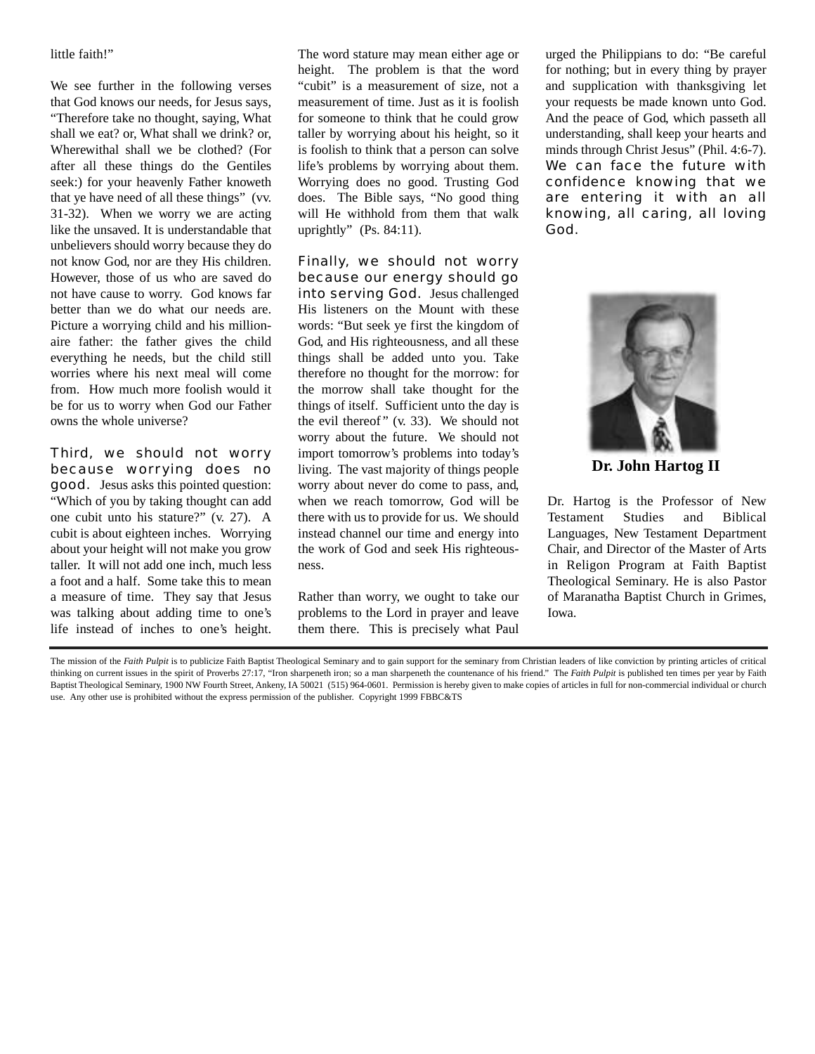little faith!"

We see further in the following verses that God knows our needs, for Jesus says, "Therefore take no thought, saying, What shall we eat? or, What shall we drink? or, Wherewithal shall we be clothed? (For after all these things do the Gentiles seek:) for your heavenly Father knoweth that ye have need of all these things" (vv. 31-32). When we worry we are acting like the unsaved. It is understandable that unbelievers should worry because they do not know God, nor are they His children. However, those of us who are saved do not have cause to worry. God knows far better than we do what our needs are. Picture a worrying child and his millionaire father: the father gives the child everything he needs, but the child still worries where his next meal will come from. How much more foolish would it be for us to worry when God our Father owns the whole universe?

**Third, we should not worry because worrying does no good.** Jesus asks this pointed question: "Which of you by taking thought can add one cubit unto his stature?" (v. 27). A cubit is about eighteen inches. Worrying about your height will not make you grow taller. It will not add one inch, much less a foot and a half. Some take this to mean a measure of time. They say that Jesus was talking about adding time to one's life instead of inches to one's height. The word stature may mean either age or height. The problem is that the word "cubit" is a measurement of size, not a measurement of time. Just as it is foolish for someone to think that he could grow taller by worrying about his height, so it is foolish to think that a person can solve life's problems by worrying about them. Worrying does no good. Trusting God does. The Bible says, "No good thing will He withhold from them that walk uprightly" (Ps. 84:11).

**Finally, we should not worry because our energy should go into serving God.** Jesus challenged His listeners on the Mount with these words: "But seek ye first the kingdom of God, and His righteousness, and all these things shall be added unto you. Take therefore no thought for the morrow: for the morrow shall take thought for the things of itself. Sufficient unto the day is the evil thereof" (v. 33). We should not worry about the future. We should not import tomorrow's problems into today's living. The vast majority of things people worry about never do come to pass, and, when we reach tomorrow, God will be there with us to provide for us. We should instead channel our time and energy into the work of God and seek His righteousness.

Rather than worry, we ought to take our problems to the Lord in prayer and leave them there. This is precisely what Paul urged the Philippians to do: "Be careful for nothing; but in every thing by prayer and supplication with thanksgiving let your requests be made known unto God. And the peace of God, which passeth all understanding, shall keep your hearts and minds through Christ Jesus" (Phil. 4:6-7). **We can face the future with confidence knowing that we are entering it with an all knowing, all caring, all loving God.**

**Dr. John Hartog II**

Dr. Hartog is the Professor of New Testament Studies and Biblical Languages, New Testament Department Chair, and Director of the Master of Arts in Religon Program at Faith Baptist Theological Seminary. He is also Pastor of Maranatha Baptist Church in Grimes, Iowa.

---

The mission of the *Faith Pulpit* is to publicize Faith Baptist Theological Seminary and to gain support for the seminary from Christian leaders of like conviction by printing articles of critical thinking on current issues in the spirit of Proverbs 27:17, "Iron sharpeneth iron; so a man sharpeneth the countenance of his friend." The *Faith Pulpit* is published ten times per year by Faith Baptist Theological Seminary, 1900 NW Fourth Street, Ankeny, IA 50021 (515) 964-0601. Permission is hereby given to make copies of articles in full for non-commercial individual or church use. Any other use is prohibited without the express permission of the publisher. Copyright 1999 FBBC&TS